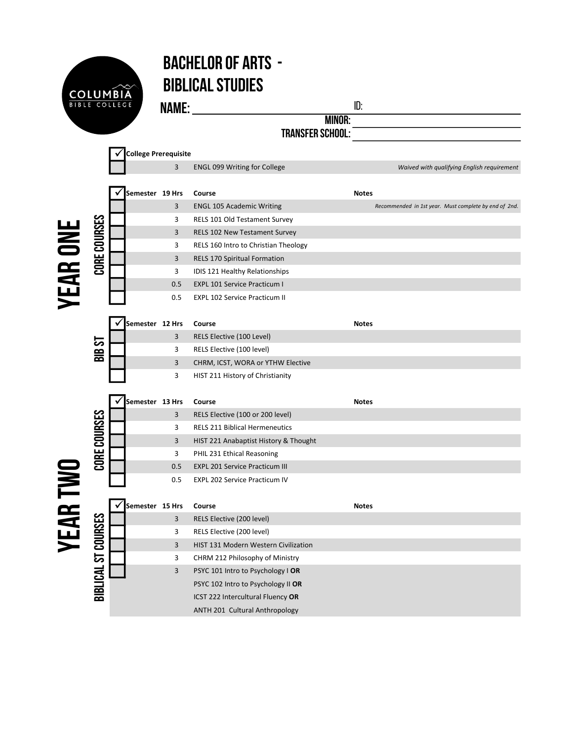# BACHELOR OF ARTS - BIBLICAL STUDIES

**NAME:** ______________________ **ID:** ______________________

**MINOR:** ______________________

**TRANSFER SCHOOL:** ______________________

| ✓ | College Prerequisite | | | |
|---|---|---|---|---|
| ☐ | | 3 | ENGL 099 Writing for College | *Waived with qualifying English requirement* |

## YEAR ONE

### CORE COURSES

| ✓ | Semester | 19 Hrs | Course | Notes |
|---|---|---|---|---|
| ☐ | | 3 | ENGL 105 Academic Writing | *Recommended in 1st year. Must complete by end of 2nd.* |
| ☐ | | 3 | RELS 101 Old Testament Survey | |
| ☐ | | 3 | RELS 102 New Testament Survey | |
| ☐ | | 3 | RELS 160 Intro to Christian Theology | |
| ☐ | | 3 | RELS 170 Spiritual Formation | |
| ☐ | | 3 | IDIS 121 Healthy Relationships | |
| ☐ | | 0.5 | EXPL 101 Service Practicum I | |
| ☐ | | 0.5 | EXPL 102 Service Practicum II | |

### BIB ST

| ✓ | Semester | 12 Hrs | Course | Notes |
|---|---|---|---|---|
| ☐ | | 3 | RELS Elective (100 Level) | |
| ☐ | | 3 | RELS Elective (100 level) | |
| ☐ | | 3 | CHRM, ICST, WORA or YTHW Elective | |
| ☐ | | 3 | HIST 211 History of Christianity | |

## YEAR TWO

### CORE COURSES

| ✓ | Semester | 13 Hrs | Course | Notes |
|---|---|---|---|---|
| ☐ | | 3 | RELS Elective (100 or 200 level) | |
| ☐ | | 3 | RELS 211 Biblical Hermeneutics | |
| ☐ | | 3 | HIST 221 Anabaptist History & Thought | |
| ☐ | | 3 | PHIL 231 Ethical Reasoning | |
| ☐ | | 0.5 | EXPL 201 Service Practicum III | |
| ☐ | | 0.5 | EXPL 202 Service Practicum IV | |

### BIBLICAL ST COURSES

| ✓ | Semester | 15 Hrs | Course | Notes |
|---|---|---|---|---|
| ☐ | | 3 | RELS Elective (200 level) | |
| ☐ | | 3 | RELS Elective (200 level) | |
| ☐ | | 3 | HIST 131 Modern Western Civilization | |
| ☐ | | 3 | CHRM 212 Philosophy of Ministry | |
| ☐ | | 3 | PSYC 101 Intro to Psychology I **OR**<br>PSYC 102 Intro to Psychology II **OR**<br>ICST 222 Intercultural Fluency **OR**<br>ANTH 201 Cultural Anthropology | |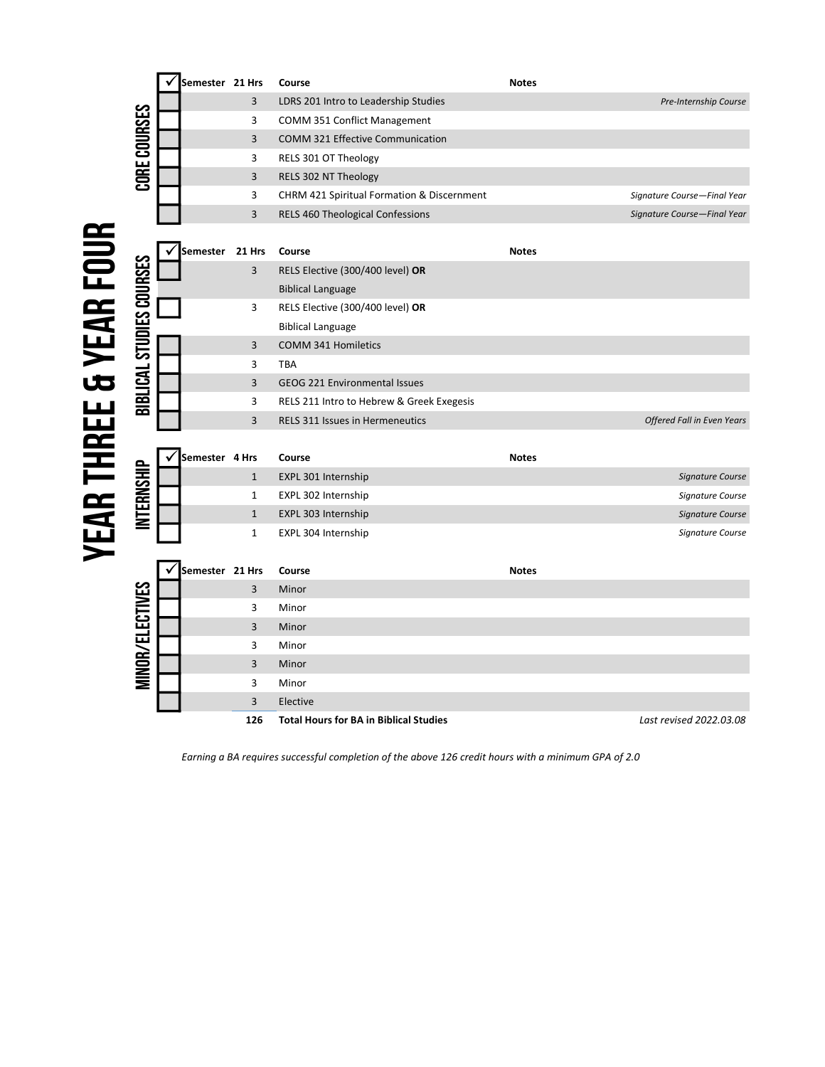# YEAR THREE & YEAR FOUR

## CORE COURSES

| ✓ | Semester | 21 Hrs | Course | Notes |
|---|---|---|---|---|
| ☐ | | 3 | LDRS 201 Intro to Leadership Studies | *Pre-Internship Course* |
| ☐ | | 3 | COMM 351 Conflict Management | |
| ☐ | | 3 | COMM 321 Effective Communication | |
| ☐ | | 3 | RELS 301 OT Theology | |
| ☐ | | 3 | RELS 302 NT Theology | |
| ☐ | | 3 | CHRM 421 Spiritual Formation & Discernment | *Signature Course—Final Year* |
| ☐ | | 3 | RELS 460 Theological Confessions | *Signature Course—Final Year* |

## BIBLICAL STUDIES COURSES

| ✓ | Semester | 21 Hrs | Course | Notes |
|---|---|---|---|---|
| ☐ | | 3 | RELS Elective (300/400 level) **OR** Biblical Language | |
| ☐ | | 3 | RELS Elective (300/400 level) **OR** Biblical Language | |
| ☐ | | 3 | COMM 341 Homiletics | |
| ☐ | | 3 | TBA | |
| ☐ | | 3 | GEOG 221 Environmental Issues | |
| ☐ | | 3 | RELS 211 Intro to Hebrew & Greek Exegesis | |
| ☐ | | 3 | RELS 311 Issues in Hermeneutics | *Offered Fall in Even Years* |

## INTERNSHIP

| ✓ | Semester | 4 Hrs | Course | Notes |
|---|---|---|---|---|
| ☐ | | 1 | EXPL 301 Internship | *Signature Course* |
| ☐ | | 1 | EXPL 302 Internship | *Signature Course* |
| ☐ | | 1 | EXPL 303 Internship | *Signature Course* |
| ☐ | | 1 | EXPL 304 Internship | *Signature Course* |

## MINOR/ELECTIVES

| ✓ | Semester | 21 Hrs | Course | Notes |
|---|---|---|---|---|
| ☐ | | 3 | Minor | |
| ☐ | | 3 | Minor | |
| ☐ | | 3 | Minor | |
| ☐ | | 3 | Minor | |
| ☐ | | 3 | Minor | |
| ☐ | | 3 | Minor | |
| ☐ | | 3 | Elective | |
| | | **126** | **Total Hours for BA in Biblical Studies** | *Last revised 2022.03.08* |

*Earning a BA requires successful completion of the above 126 credit hours with a minimum GPA of 2.0*